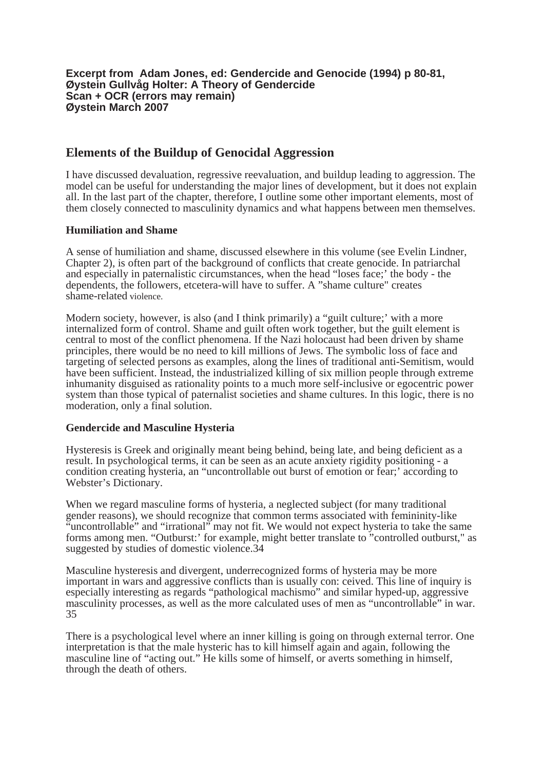**Excerpt from Adam Jones, ed: Gendercide and Genocide (1994) p 80-81,**
**Øystein Gullvåg Holter: A Theory of Gendercide**
**Scan + OCR (errors may remain)**
**Øystein March 2007**

## Elements of the Buildup of Genocidal Aggression

I have discussed devaluation, regressive reevaluation, and buildup leading to aggression. The model can be useful for understanding the major lines of development, but it does not explain all. In the last part of the chapter, therefore, I outline some other important elements, most of them closely connected to masculinity dynamics and what happens between men themselves.

### Humiliation and Shame

A sense of humiliation and shame, discussed elsewhere in this volume (see Evelin Lindner, Chapter 2), is often part of the background of conflicts that create genocide. In patriarchal and especially in paternalistic circumstances, when the head "loses face;' the body - the dependents, the followers, etcetera-will have to suffer. A "shame culture" creates shame-related violence.

Modern society, however, is also (and I think primarily) a "guilt culture;' with a more internalized form of control. Shame and guilt often work together, but the guilt element is central to most of the conflict phenomena. If the Nazi holocaust had been driven by shame principles, there would be no need to kill millions of Jews. The symbolic loss of face and targeting of selected persons as examples, along the lines of traditional anti-Semitism, would have been sufficient. Instead, the industrialized killing of six million people through extreme inhumanity disguised as rationality points to a much more self-inclusive or egocentric power system than those typical of paternalist societies and shame cultures. In this logic, there is no moderation, only a final solution.

### Gendercide and Masculine Hysteria

Hysteresis is Greek and originally meant being behind, being late, and being deficient as a result. In psychological terms, it can be seen as an acute anxiety rigidity positioning - a condition creating hysteria, an "uncontrollable out burst of emotion or fear;' according to Webster's Dictionary.

When we regard masculine forms of hysteria, a neglected subject (for many traditional gender reasons), we should recognize that common terms associated with femininity-like "uncontrollable" and "irrational" may not fit. We would not expect hysteria to take the same forms among men. "Outburst:' for example, might better translate to "controlled outburst," as suggested by studies of domestic violence.34

Masculine hysteresis and divergent, underrecognized forms of hysteria may be more important in wars and aggressive conflicts than is usually con: ceived. This line of inquiry is especially interesting as regards "pathological machismo" and similar hyped-up, aggressive masculinity processes, as well as the more calculated uses of men as "uncontrollable" in war. 35

There is a psychological level where an inner killing is going on through external terror. One interpretation is that the male hysteric has to kill himself again and again, following the masculine line of "acting out." He kills some of himself, or averts something in himself, through the death of others.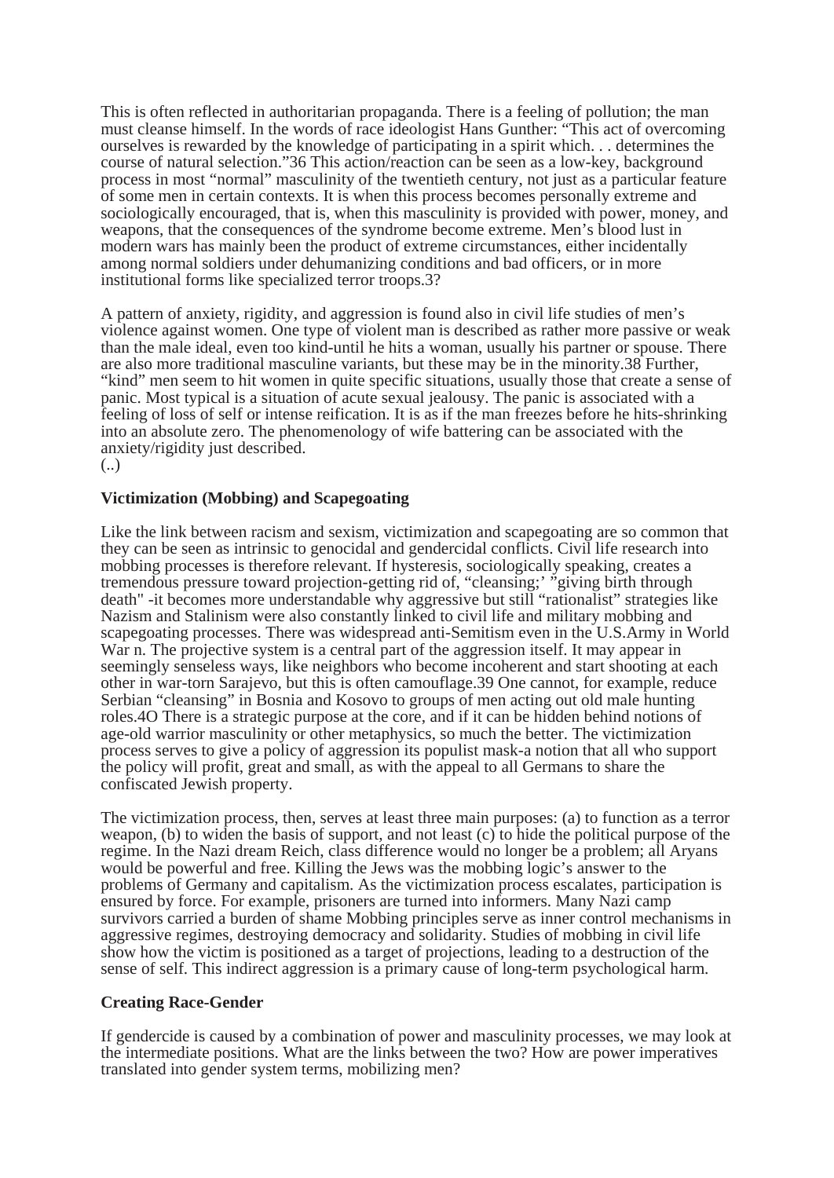This is often reflected in authoritarian propaganda. There is a feeling of pollution; the man must cleanse himself. In the words of race ideologist Hans Gunther: “This act of overcoming ourselves is rewarded by the knowledge of participating in a spirit which. . . determines the course of natural selection.”36 This action/reaction can be seen as a low-key, background process in most “normal” masculinity of the twentieth century, not just as a particular feature of some men in certain contexts. It is when this process becomes personally extreme and sociologically encouraged, that is, when this masculinity is provided with power, money, and weapons, that the consequences of the syndrome become extreme. Men’s blood lust in modern wars has mainly been the product of extreme circumstances, either incidentally among normal soldiers under dehumanizing conditions and bad officers, or in more institutional forms like specialized terror troops.3?

A pattern of anxiety, rigidity, and aggression is found also in civil life studies of men’s violence against women. One type of violent man is described as rather more passive or weak than the male ideal, even too kind-until he hits a woman, usually his partner or spouse. There are also more traditional masculine variants, but these may be in the minority.38 Further, “kind” men seem to hit women in quite specific situations, usually those that create a sense of panic. Most typical is a situation of acute sexual jealousy. The panic is associated with a feeling of loss of self or intense reification. It is as if the man freezes before he hits-shrinking into an absolute zero. The phenomenology of wife battering can be associated with the anxiety/rigidity just described.
(..)

**Victimization (Mobbing) and Scapegoating**

Like the link between racism and sexism, victimization and scapegoating are so common that they can be seen as intrinsic to genocidal and gendercidal conflicts. Civil life research into mobbing processes is therefore relevant. If hysteresis, sociologically speaking, creates a tremendous pressure toward projection-getting rid of, “cleansing;’ ”giving birth through death" -it becomes more understandable why aggressive but still “rationalist” strategies like Nazism and Stalinism were also constantly linked to civil life and military mobbing and scapegoating processes. There was widespread anti-Semitism even in the U.S.Army in World War n. The projective system is a central part of the aggression itself. It may appear in seemingly senseless ways, like neighbors who become incoherent and start shooting at each other in war-torn Sarajevo, but this is often camouflage.39 One cannot, for example, reduce Serbian “cleansing” in Bosnia and Kosovo to groups of men acting out old male hunting roles.4O There is a strategic purpose at the core, and if it can be hidden behind notions of age-old warrior masculinity or other metaphysics, so much the better. The victimization process serves to give a policy of aggression its populist mask-a notion that all who support the policy will profit, great and small, as with the appeal to all Germans to share the confiscated Jewish property.

The victimization process, then, serves at least three main purposes: (a) to function as a terror weapon, (b) to widen the basis of support, and not least (c) to hide the political purpose of the regime. In the Nazi dream Reich, class difference would no longer be a problem; all Aryans would be powerful and free. Killing the Jews was the mobbing logic’s answer to the problems of Germany and capitalism. As the victimization process escalates, participation is ensured by force. For example, prisoners are turned into informers. Many Nazi camp survivors carried a burden of shame Mobbing principles serve as inner control mechanisms in aggressive regimes, destroying democracy and solidarity. Studies of mobbing in civil life show how the victim is positioned as a target of projections, leading to a destruction of the sense of self. This indirect aggression is a primary cause of long-term psychological harm.

**Creating Race-Gender**

If gendercide is caused by a combination of power and masculinity processes, we may look at the intermediate positions. What are the links between the two? How are power imperatives translated into gender system terms, mobilizing men?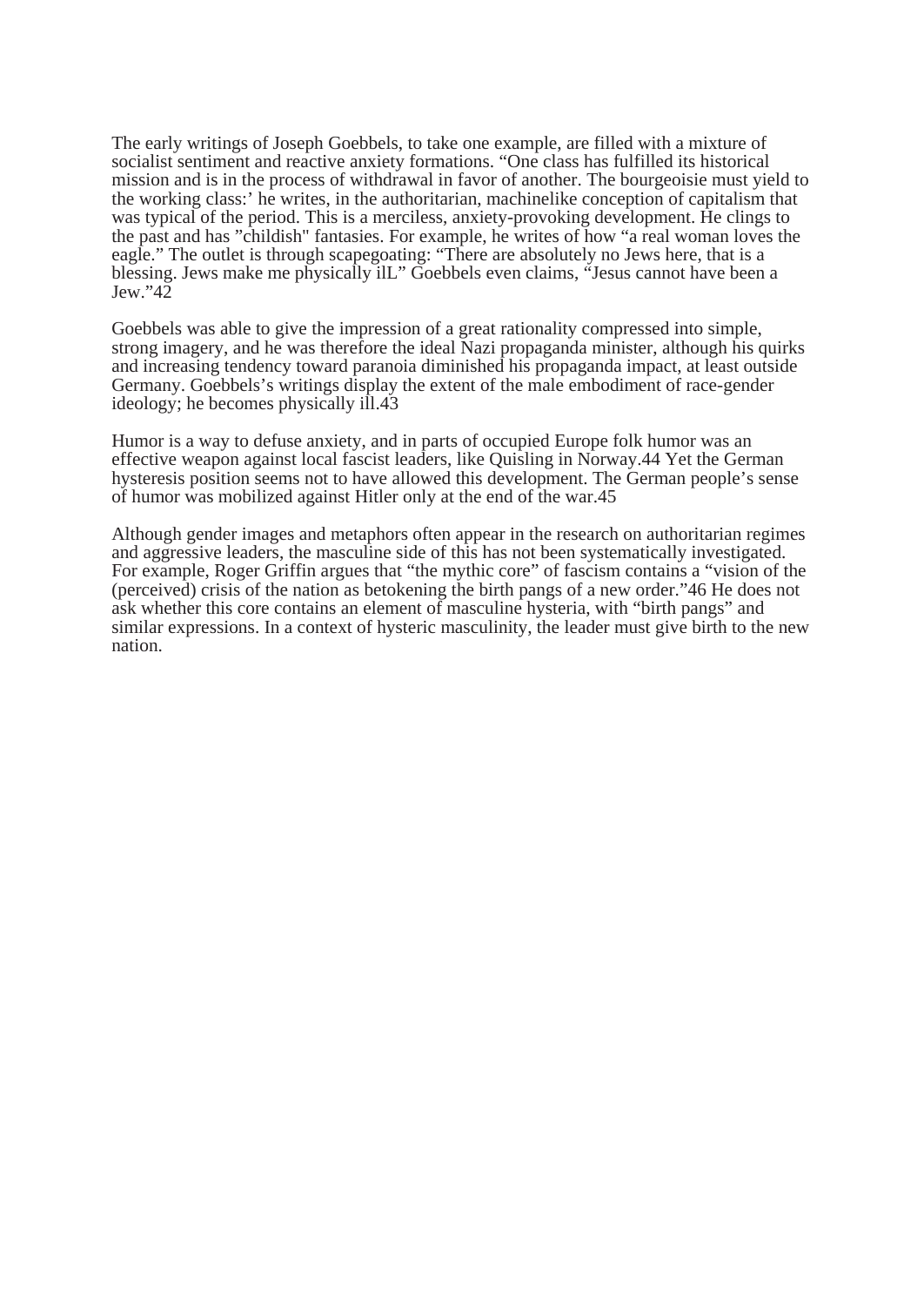The early writings of Joseph Goebbels, to take one example, are filled with a mixture of socialist sentiment and reactive anxiety formations. “One class has fulfilled its historical mission and is in the process of withdrawal in favor of another. The bourgeoisie must yield to the working class:’ he writes, in the authoritarian, machinelike conception of capitalism that was typical of the period. This is a merciless, anxiety-provoking development. He clings to the past and has ”childish" fantasies. For example, he writes of how “a real woman loves the eagle.” The outlet is through scapegoating: “There are absolutely no Jews here, that is a blessing. Jews make me physically ilL” Goebbels even claims, “Jesus cannot have been a Jew.”42

Goebbels was able to give the impression of a great rationality compressed into simple, strong imagery, and he was therefore the ideal Nazi propaganda minister, although his quirks and increasing tendency toward paranoia diminished his propaganda impact, at least outside Germany. Goebbels’s writings display the extent of the male embodiment of race-gender ideology; he becomes physically ill.43

Humor is a way to defuse anxiety, and in parts of occupied Europe folk humor was an effective weapon against local fascist leaders, like Quisling in Norway.44 Yet the German hysteresis position seems not to have allowed this development. The German people’s sense of humor was mobilized against Hitler only at the end of the war.45

Although gender images and metaphors often appear in the research on authoritarian regimes and aggressive leaders, the masculine side of this has not been systematically investigated. For example, Roger Griffin argues that “the mythic core” of fascism contains a “vision of the (perceived) crisis of the nation as betokening the birth pangs of a new order.”46 He does not ask whether this core contains an element of masculine hysteria, with “birth pangs” and similar expressions. In a context of hysteric masculinity, the leader must give birth to the new nation.